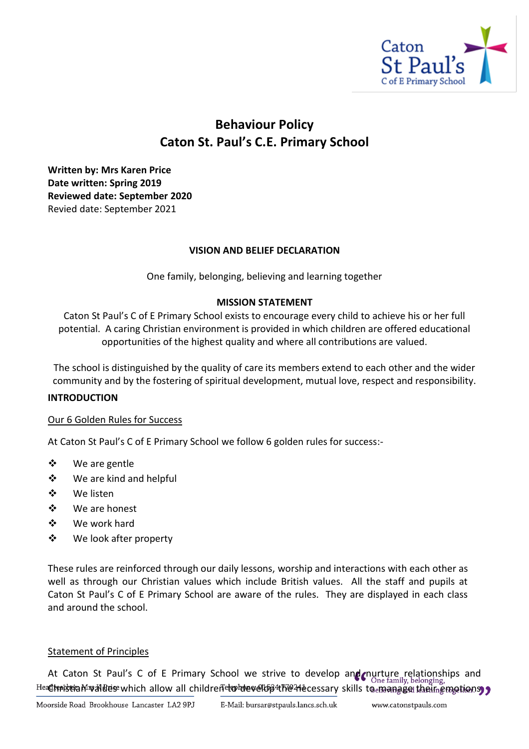# Behaviour Policy
# Caton St. Paul's C.E. Primary School

**Written by: Mrs Karen Price**
**Date written: Spring 2019**
**Reviewed date: September 2020**
Revied date: September 2021

**VISION AND BELIEF DECLARATION**

One family, belonging, believing and learning together

**MISSION STATEMENT**

Caton St Paul's C of E Primary School exists to encourage every child to achieve his or her full potential. A caring Christian environment is provided in which children are offered educational opportunities of the highest quality and where all contributions are valued.

The school is distinguished by the quality of care its members extend to each other and the wider community and by the fostering of spiritual development, mutual love, respect and responsibility.

**INTRODUCTION**

Our 6 Golden Rules for Success

At Caton St Paul's C of E Primary School we follow 6 golden rules for success:-

- We are gentle
- We are kind and helpful
- We listen
- We are honest
- We work hard
- We look after property

These rules are reinforced through our daily lessons, worship and interactions with each other as well as through our Christian values which include British values. All the staff and pupils at Caton St Paul's C of E Primary School are aware of the rules. They are displayed in each class and around the school.

Statement of Principles

At Caton St Paul's C of E Primary School we strive to develop and nurture relationships and Christian values which allow all children to develop the necessary skills to manage their emotions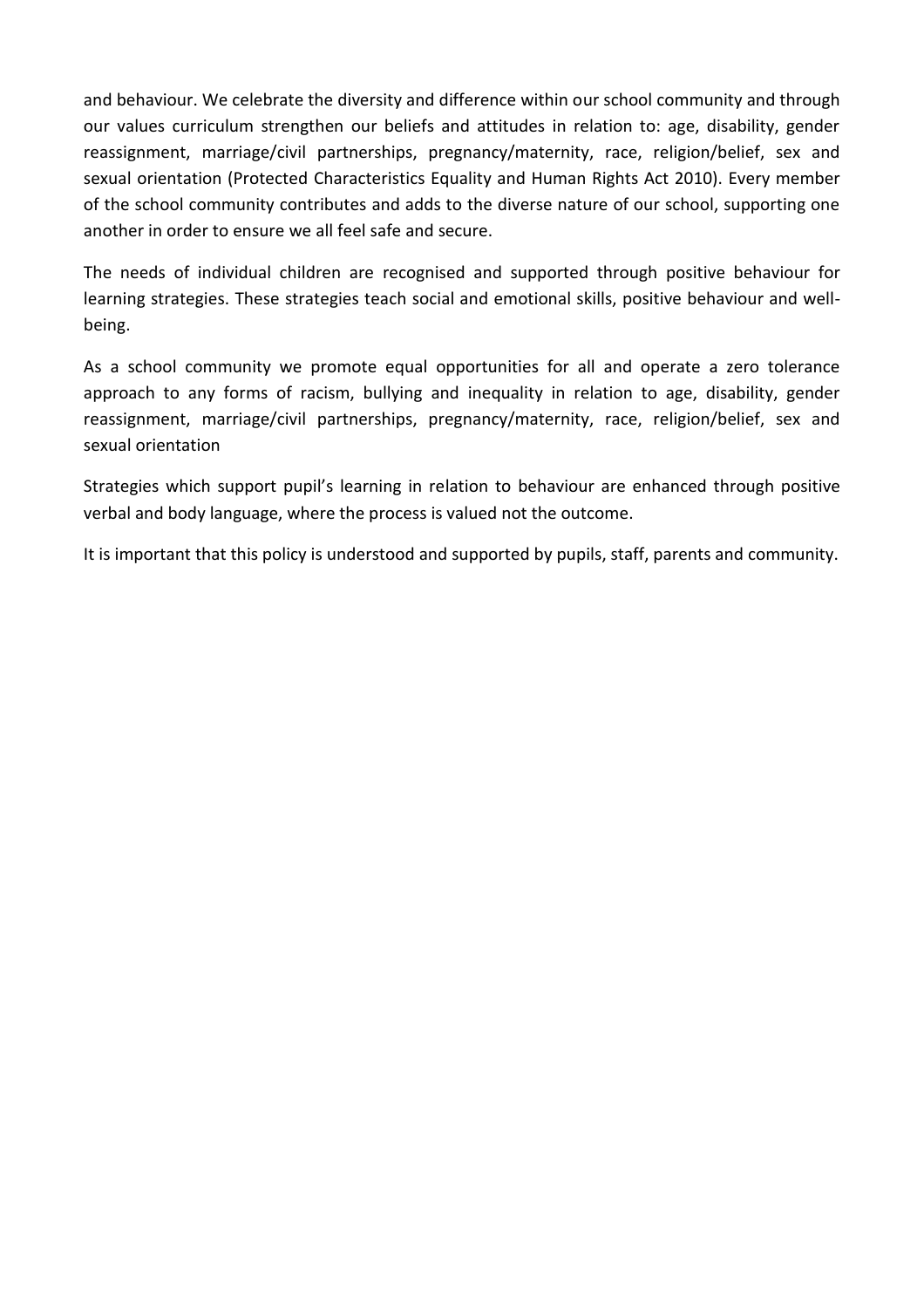and behaviour. We celebrate the diversity and difference within our school community and through our values curriculum strengthen our beliefs and attitudes in relation to: age, disability, gender reassignment, marriage/civil partnerships, pregnancy/maternity, race, religion/belief, sex and sexual orientation (Protected Characteristics Equality and Human Rights Act 2010). Every member of the school community contributes and adds to the diverse nature of our school, supporting one another in order to ensure we all feel safe and secure.

The needs of individual children are recognised and supported through positive behaviour for learning strategies. These strategies teach social and emotional skills, positive behaviour and well-being.

As a school community we promote equal opportunities for all and operate a zero tolerance approach to any forms of racism, bullying and inequality in relation to age, disability, gender reassignment, marriage/civil partnerships, pregnancy/maternity, race, religion/belief, sex and sexual orientation

Strategies which support pupil's learning in relation to behaviour are enhanced through positive verbal and body language, where the process is valued not the outcome.

It is important that this policy is understood and supported by pupils, staff, parents and community.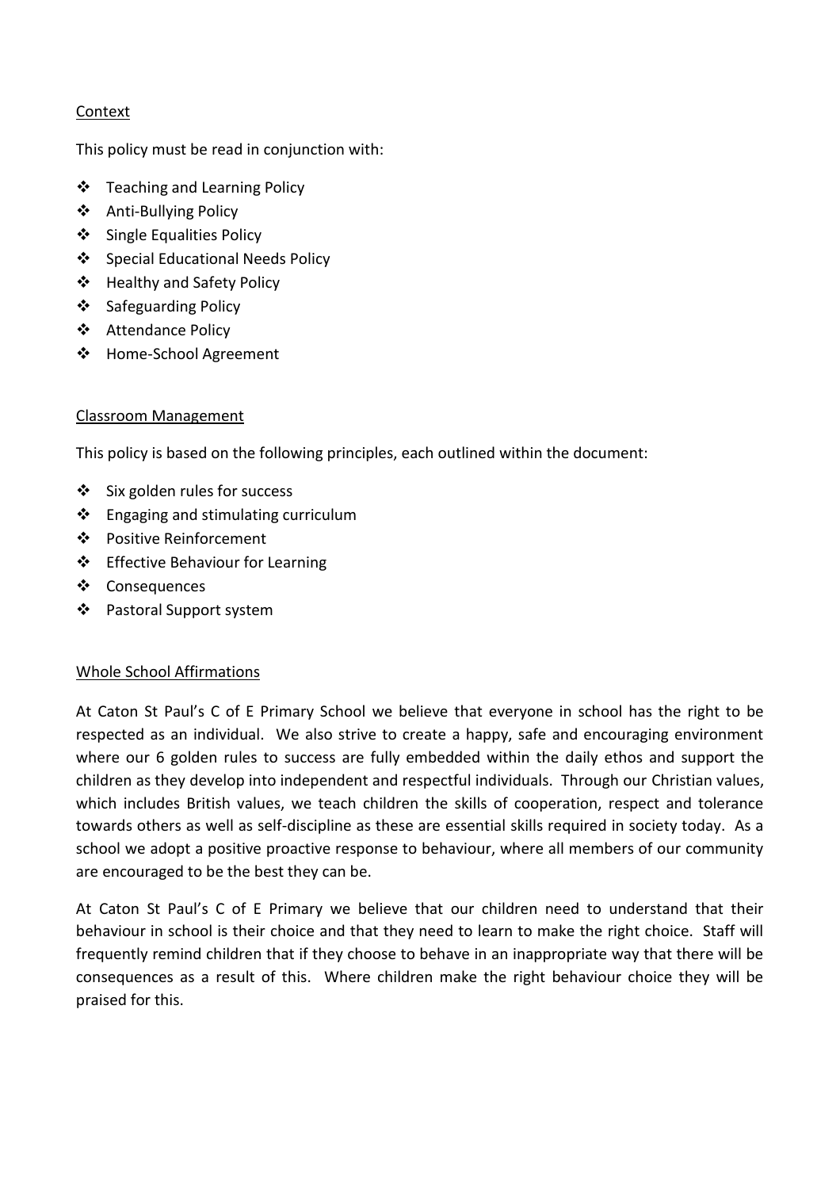## Context

This policy must be read in conjunction with:

- Teaching and Learning Policy
- Anti-Bullying Policy
- Single Equalities Policy
- Special Educational Needs Policy
- Healthy and Safety Policy
- Safeguarding Policy
- Attendance Policy
- Home-School Agreement

## Classroom Management

This policy is based on the following principles, each outlined within the document:

- Six golden rules for success
- Engaging and stimulating curriculum
- Positive Reinforcement
- Effective Behaviour for Learning
- Consequences
- Pastoral Support system

## Whole School Affirmations

At Caton St Paul's C of E Primary School we believe that everyone in school has the right to be respected as an individual. We also strive to create a happy, safe and encouraging environment where our 6 golden rules to success are fully embedded within the daily ethos and support the children as they develop into independent and respectful individuals. Through our Christian values, which includes British values, we teach children the skills of cooperation, respect and tolerance towards others as well as self-discipline as these are essential skills required in society today. As a school we adopt a positive proactive response to behaviour, where all members of our community are encouraged to be the best they can be.

At Caton St Paul's C of E Primary we believe that our children need to understand that their behaviour in school is their choice and that they need to learn to make the right choice. Staff will frequently remind children that if they choose to behave in an inappropriate way that there will be consequences as a result of this. Where children make the right behaviour choice they will be praised for this.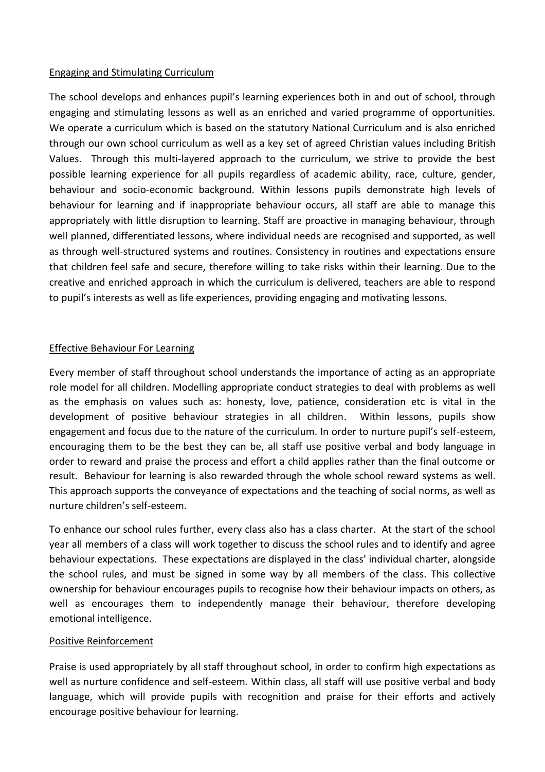## Engaging and Stimulating Curriculum

The school develops and enhances pupil's learning experiences both in and out of school, through engaging and stimulating lessons as well as an enriched and varied programme of opportunities. We operate a curriculum which is based on the statutory National Curriculum and is also enriched through our own school curriculum as well as a key set of agreed Christian values including British Values. Through this multi-layered approach to the curriculum, we strive to provide the best possible learning experience for all pupils regardless of academic ability, race, culture, gender, behaviour and socio-economic background. Within lessons pupils demonstrate high levels of behaviour for learning and if inappropriate behaviour occurs, all staff are able to manage this appropriately with little disruption to learning. Staff are proactive in managing behaviour, through well planned, differentiated lessons, where individual needs are recognised and supported, as well as through well-structured systems and routines. Consistency in routines and expectations ensure that children feel safe and secure, therefore willing to take risks within their learning. Due to the creative and enriched approach in which the curriculum is delivered, teachers are able to respond to pupil's interests as well as life experiences, providing engaging and motivating lessons.

## Effective Behaviour For Learning

Every member of staff throughout school understands the importance of acting as an appropriate role model for all children. Modelling appropriate conduct strategies to deal with problems as well as the emphasis on values such as: honesty, love, patience, consideration etc is vital in the development of positive behaviour strategies in all children. Within lessons, pupils show engagement and focus due to the nature of the curriculum. In order to nurture pupil's self-esteem, encouraging them to be the best they can be, all staff use positive verbal and body language in order to reward and praise the process and effort a child applies rather than the final outcome or result. Behaviour for learning is also rewarded through the whole school reward systems as well. This approach supports the conveyance of expectations and the teaching of social norms, as well as nurture children's self-esteem.

To enhance our school rules further, every class also has a class charter. At the start of the school year all members of a class will work together to discuss the school rules and to identify and agree behaviour expectations. These expectations are displayed in the class' individual charter, alongside the school rules, and must be signed in some way by all members of the class. This collective ownership for behaviour encourages pupils to recognise how their behaviour impacts on others, as well as encourages them to independently manage their behaviour, therefore developing emotional intelligence.

## Positive Reinforcement

Praise is used appropriately by all staff throughout school, in order to confirm high expectations as well as nurture confidence and self-esteem. Within class, all staff will use positive verbal and body language, which will provide pupils with recognition and praise for their efforts and actively encourage positive behaviour for learning.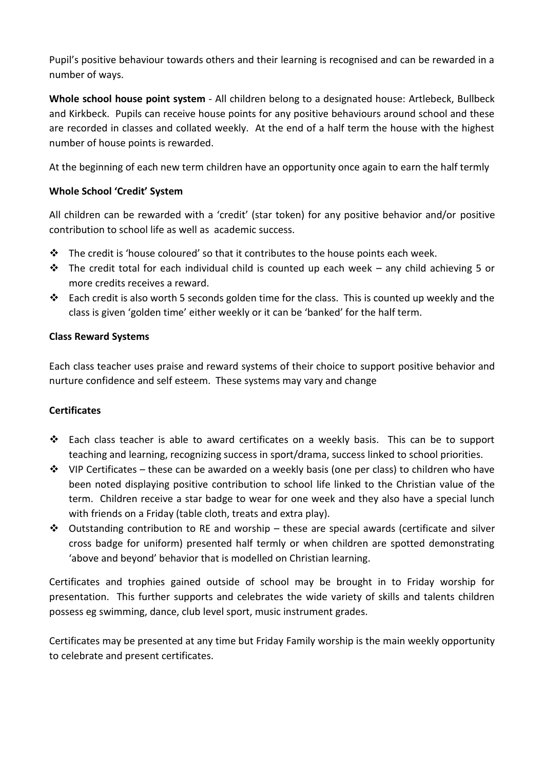Pupil's positive behaviour towards others and their learning is recognised and can be rewarded in a number of ways.

**Whole school house point system** - All children belong to a designated house: Artlebeck, Bullbeck and Kirkbeck. Pupils can receive house points for any positive behaviours around school and these are recorded in classes and collated weekly. At the end of a half term the house with the highest number of house points is rewarded.

At the beginning of each new term children have an opportunity once again to earn the half termly

**Whole School 'Credit' System**

All children can be rewarded with a 'credit' (star token) for any positive behavior and/or positive contribution to school life as well as academic success.

- The credit is 'house coloured' so that it contributes to the house points each week.
- The credit total for each individual child is counted up each week – any child achieving 5 or more credits receives a reward.
- Each credit is also worth 5 seconds golden time for the class. This is counted up weekly and the class is given 'golden time' either weekly or it can be 'banked' for the half term.

**Class Reward Systems**

Each class teacher uses praise and reward systems of their choice to support positive behavior and nurture confidence and self esteem. These systems may vary and change

**Certificates**

- Each class teacher is able to award certificates on a weekly basis. This can be to support teaching and learning, recognizing success in sport/drama, success linked to school priorities.
- VIP Certificates – these can be awarded on a weekly basis (one per class) to children who have been noted displaying positive contribution to school life linked to the Christian value of the term. Children receive a star badge to wear for one week and they also have a special lunch with friends on a Friday (table cloth, treats and extra play).
- Outstanding contribution to RE and worship – these are special awards (certificate and silver cross badge for uniform) presented half termly or when children are spotted demonstrating 'above and beyond' behavior that is modelled on Christian learning.

Certificates and trophies gained outside of school may be brought in to Friday worship for presentation. This further supports and celebrates the wide variety of skills and talents children possess eg swimming, dance, club level sport, music instrument grades.

Certificates may be presented at any time but Friday Family worship is the main weekly opportunity to celebrate and present certificates.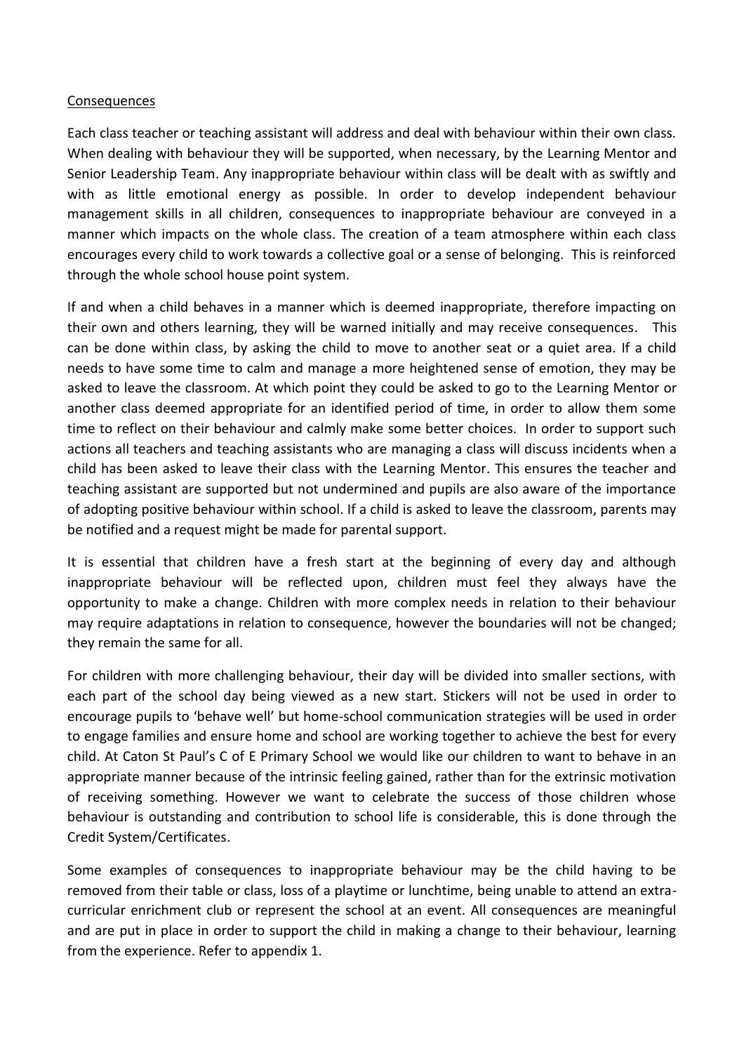## Consequences

Each class teacher or teaching assistant will address and deal with behaviour within their own class. When dealing with behaviour they will be supported, when necessary, by the Learning Mentor and Senior Leadership Team. Any inappropriate behaviour within class will be dealt with as swiftly and with as little emotional energy as possible. In order to develop independent behaviour management skills in all children, consequences to inappropriate behaviour are conveyed in a manner which impacts on the whole class. The creation of a team atmosphere within each class encourages every child to work towards a collective goal or a sense of belonging. This is reinforced through the whole school house point system.

If and when a child behaves in a manner which is deemed inappropriate, therefore impacting on their own and others learning, they will be warned initially and may receive consequences. This can be done within class, by asking the child to move to another seat or a quiet area. If a child needs to have some time to calm and manage a more heightened sense of emotion, they may be asked to leave the classroom. At which point they could be asked to go to the Learning Mentor or another class deemed appropriate for an identified period of time, in order to allow them some time to reflect on their behaviour and calmly make some better choices. In order to support such actions all teachers and teaching assistants who are managing a class will discuss incidents when a child has been asked to leave their class with the Learning Mentor. This ensures the teacher and teaching assistant are supported but not undermined and pupils are also aware of the importance of adopting positive behaviour within school. If a child is asked to leave the classroom, parents may be notified and a request might be made for parental support.

It is essential that children have a fresh start at the beginning of every day and although inappropriate behaviour will be reflected upon, children must feel they always have the opportunity to make a change. Children with more complex needs in relation to their behaviour may require adaptations in relation to consequence, however the boundaries will not be changed; they remain the same for all.

For children with more challenging behaviour, their day will be divided into smaller sections, with each part of the school day being viewed as a new start. Stickers will not be used in order to encourage pupils to 'behave well' but home-school communication strategies will be used in order to engage families and ensure home and school are working together to achieve the best for every child. At Caton St Paul's C of E Primary School we would like our children to want to behave in an appropriate manner because of the intrinsic feeling gained, rather than for the extrinsic motivation of receiving something. However we want to celebrate the success of those children whose behaviour is outstanding and contribution to school life is considerable, this is done through the Credit System/Certificates.

Some examples of consequences to inappropriate behaviour may be the child having to be removed from their table or class, loss of a playtime or lunchtime, being unable to attend an extra-curricular enrichment club or represent the school at an event. All consequences are meaningful and are put in place in order to support the child in making a change to their behaviour, learning from the experience. Refer to appendix 1.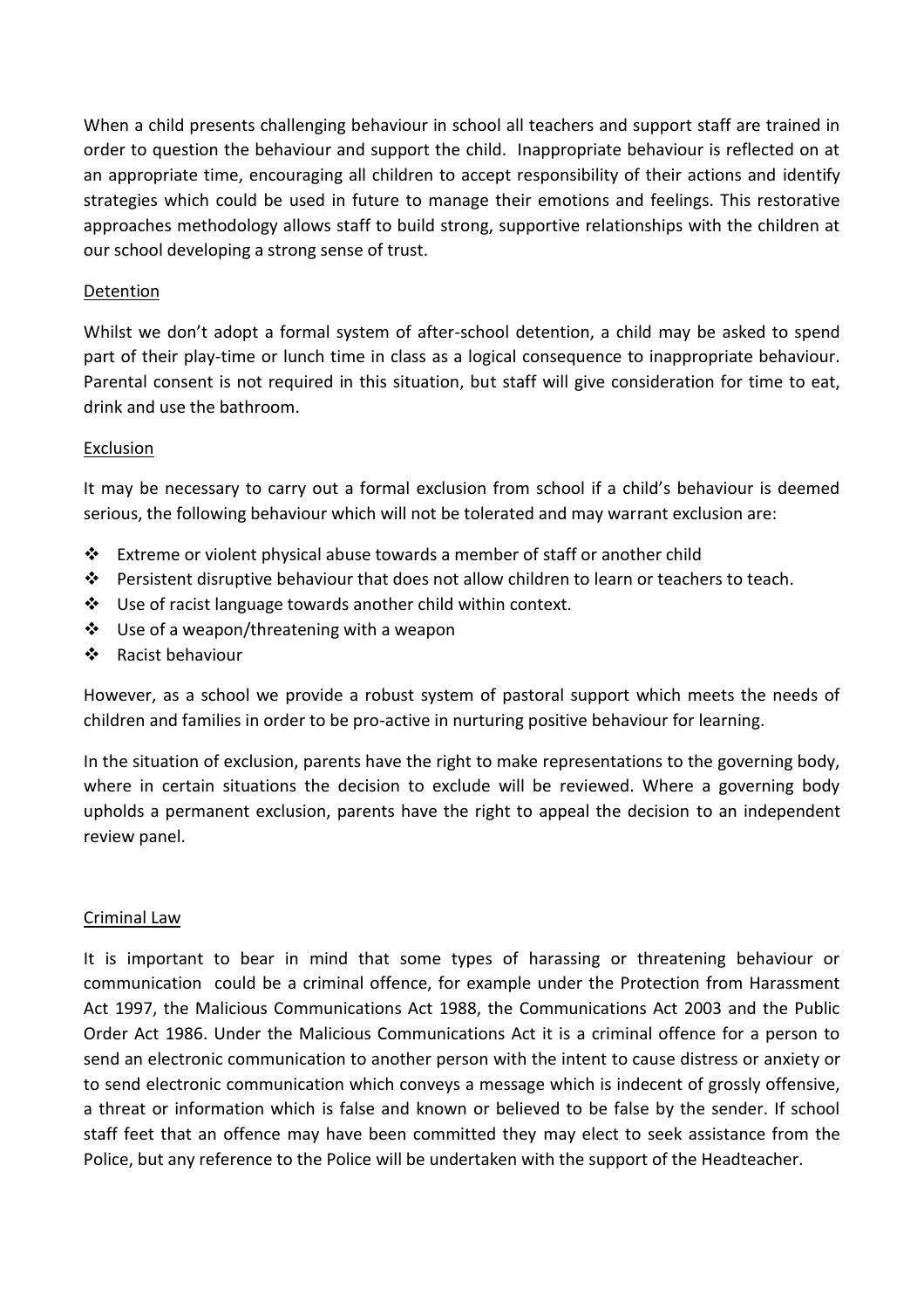When a child presents challenging behaviour in school all teachers and support staff are trained in order to question the behaviour and support the child. Inappropriate behaviour is reflected on at an appropriate time, encouraging all children to accept responsibility of their actions and identify strategies which could be used in future to manage their emotions and feelings. This restorative approaches methodology allows staff to build strong, supportive relationships with the children at our school developing a strong sense of trust.

<u>Detention</u>

Whilst we don't adopt a formal system of after-school detention, a child may be asked to spend part of their play-time or lunch time in class as a logical consequence to inappropriate behaviour. Parental consent is not required in this situation, but staff will give consideration for time to eat, drink and use the bathroom.

<u>Exclusion</u>

It may be necessary to carry out a formal exclusion from school if a child's behaviour is deemed serious, the following behaviour which will not be tolerated and may warrant exclusion are:

- Extreme or violent physical abuse towards a member of staff or another child
- Persistent disruptive behaviour that does not allow children to learn or teachers to teach.
- Use of racist language towards another child within context.
- Use of a weapon/threatening with a weapon
- Racist behaviour

However, as a school we provide a robust system of pastoral support which meets the needs of children and families in order to be pro-active in nurturing positive behaviour for learning.

In the situation of exclusion, parents have the right to make representations to the governing body, where in certain situations the decision to exclude will be reviewed. Where a governing body upholds a permanent exclusion, parents have the right to appeal the decision to an independent review panel.

<u>Criminal Law</u>

It is important to bear in mind that some types of harassing or threatening behaviour or communication could be a criminal offence, for example under the Protection from Harassment Act 1997, the Malicious Communications Act 1988, the Communications Act 2003 and the Public Order Act 1986. Under the Malicious Communications Act it is a criminal offence for a person to send an electronic communication to another person with the intent to cause distress or anxiety or to send electronic communication which conveys a message which is indecent of grossly offensive, a threat or information which is false and known or believed to be false by the sender. If school staff feet that an offence may have been committed they may elect to seek assistance from the Police, but any reference to the Police will be undertaken with the support of the Headteacher.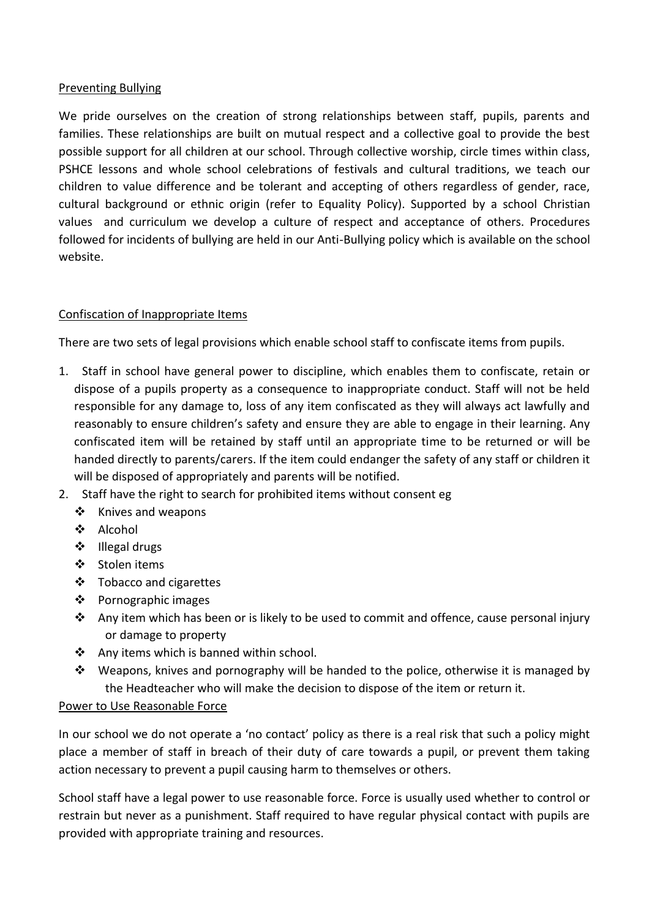## Preventing Bullying

We pride ourselves on the creation of strong relationships between staff, pupils, parents and families. These relationships are built on mutual respect and a collective goal to provide the best possible support for all children at our school. Through collective worship, circle times within class, PSHCE lessons and whole school celebrations of festivals and cultural traditions, we teach our children to value difference and be tolerant and accepting of others regardless of gender, race, cultural background or ethnic origin (refer to Equality Policy). Supported by a school Christian values and curriculum we develop a culture of respect and acceptance of others. Procedures followed for incidents of bullying are held in our Anti-Bullying policy which is available on the school website.

## Confiscation of Inappropriate Items

There are two sets of legal provisions which enable school staff to confiscate items from pupils.

1. Staff in school have general power to discipline, which enables them to confiscate, retain or dispose of a pupils property as a consequence to inappropriate conduct. Staff will not be held responsible for any damage to, loss of any item confiscated as they will always act lawfully and reasonably to ensure children's safety and ensure they are able to engage in their learning. Any confiscated item will be retained by staff until an appropriate time to be returned or will be handed directly to parents/carers. If the item could endanger the safety of any staff or children it will be disposed of appropriately and parents will be notified.
2. Staff have the right to search for prohibited items without consent eg
   - Knives and weapons
   - Alcohol
   - Illegal drugs
   - Stolen items
   - Tobacco and cigarettes
   - Pornographic images
   - Any item which has been or is likely to be used to commit and offence, cause personal injury or damage to property
   - Any items which is banned within school.
   - Weapons, knives and pornography will be handed to the police, otherwise it is managed by the Headteacher who will make the decision to dispose of the item or return it.

## Power to Use Reasonable Force

In our school we do not operate a 'no contact' policy as there is a real risk that such a policy might place a member of staff in breach of their duty of care towards a pupil, or prevent them taking action necessary to prevent a pupil causing harm to themselves or others.

School staff have a legal power to use reasonable force. Force is usually used whether to control or restrain but never as a punishment. Staff required to have regular physical contact with pupils are provided with appropriate training and resources.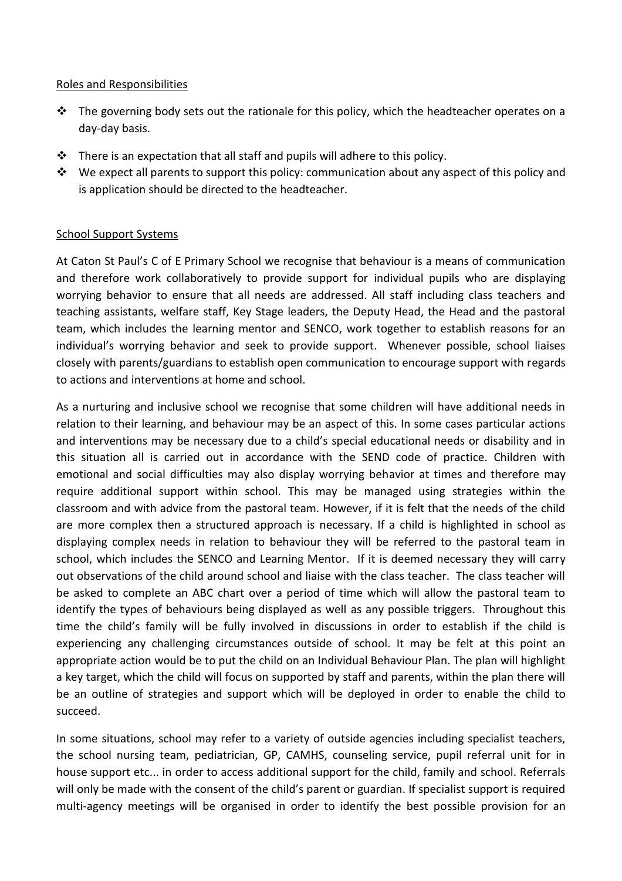Roles and Responsibilities

- The governing body sets out the rationale for this policy, which the headteacher operates on a day-day basis.
- There is an expectation that all staff and pupils will adhere to this policy.
- We expect all parents to support this policy: communication about any aspect of this policy and is application should be directed to the headteacher.

School Support Systems

At Caton St Paul's C of E Primary School we recognise that behaviour is a means of communication and therefore work collaboratively to provide support for individual pupils who are displaying worrying behavior to ensure that all needs are addressed. All staff including class teachers and teaching assistants, welfare staff, Key Stage leaders, the Deputy Head, the Head and the pastoral team, which includes the learning mentor and SENCO, work together to establish reasons for an individual's worrying behavior and seek to provide support. Whenever possible, school liaises closely with parents/guardians to establish open communication to encourage support with regards to actions and interventions at home and school.

As a nurturing and inclusive school we recognise that some children will have additional needs in relation to their learning, and behaviour may be an aspect of this. In some cases particular actions and interventions may be necessary due to a child's special educational needs or disability and in this situation all is carried out in accordance with the SEND code of practice. Children with emotional and social difficulties may also display worrying behavior at times and therefore may require additional support within school. This may be managed using strategies within the classroom and with advice from the pastoral team. However, if it is felt that the needs of the child are more complex then a structured approach is necessary. If a child is highlighted in school as displaying complex needs in relation to behaviour they will be referred to the pastoral team in school, which includes the SENCO and Learning Mentor. If it is deemed necessary they will carry out observations of the child around school and liaise with the class teacher. The class teacher will be asked to complete an ABC chart over a period of time which will allow the pastoral team to identify the types of behaviours being displayed as well as any possible triggers. Throughout this time the child's family will be fully involved in discussions in order to establish if the child is experiencing any challenging circumstances outside of school. It may be felt at this point an appropriate action would be to put the child on an Individual Behaviour Plan. The plan will highlight a key target, which the child will focus on supported by staff and parents, within the plan there will be an outline of strategies and support which will be deployed in order to enable the child to succeed.

In some situations, school may refer to a variety of outside agencies including specialist teachers, the school nursing team, pediatrician, GP, CAMHS, counseling service, pupil referral unit for in house support etc... in order to access additional support for the child, family and school. Referrals will only be made with the consent of the child's parent or guardian. If specialist support is required multi-agency meetings will be organised in order to identify the best possible provision for an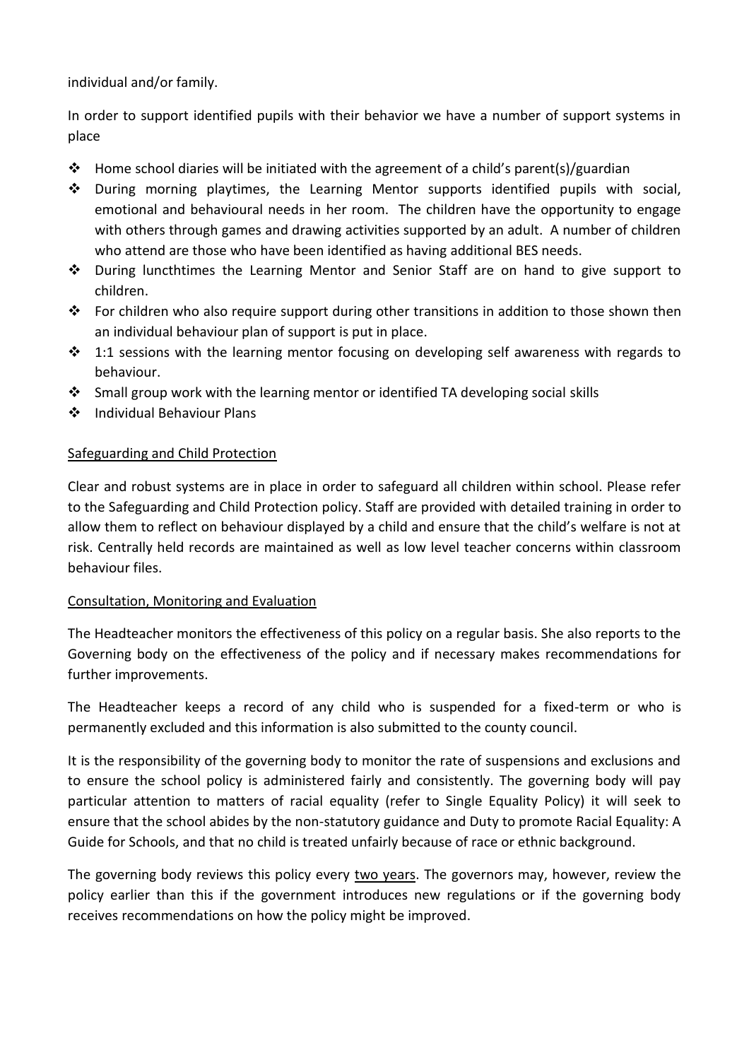individual and/or family.

In order to support identified pupils with their behavior we have a number of support systems in place

- Home school diaries will be initiated with the agreement of a child's parent(s)/guardian
- During morning playtimes, the Learning Mentor supports identified pupils with social, emotional and behavioural needs in her room. The children have the opportunity to engage with others through games and drawing activities supported by an adult. A number of children who attend are those who have been identified as having additional BES needs.
- During luncthtimes the Learning Mentor and Senior Staff are on hand to give support to children.
- For children who also require support during other transitions in addition to those shown then an individual behaviour plan of support is put in place.
- 1:1 sessions with the learning mentor focusing on developing self awareness with regards to behaviour.
- Small group work with the learning mentor or identified TA developing social skills
- Individual Behaviour Plans

<u>Safeguarding and Child Protection</u>

Clear and robust systems are in place in order to safeguard all children within school. Please refer to the Safeguarding and Child Protection policy. Staff are provided with detailed training in order to allow them to reflect on behaviour displayed by a child and ensure that the child's welfare is not at risk. Centrally held records are maintained as well as low level teacher concerns within classroom behaviour files.

<u>Consultation, Monitoring and Evaluation</u>

The Headteacher monitors the effectiveness of this policy on a regular basis. She also reports to the Governing body on the effectiveness of the policy and if necessary makes recommendations for further improvements.

The Headteacher keeps a record of any child who is suspended for a fixed-term or who is permanently excluded and this information is also submitted to the county council.

It is the responsibility of the governing body to monitor the rate of suspensions and exclusions and to ensure the school policy is administered fairly and consistently. The governing body will pay particular attention to matters of racial equality (refer to Single Equality Policy) it will seek to ensure that the school abides by the non-statutory guidance and Duty to promote Racial Equality: A Guide for Schools, and that no child is treated unfairly because of race or ethnic background.

The governing body reviews this policy every <u>two years</u>. The governors may, however, review the policy earlier than this if the government introduces new regulations or if the governing body receives recommendations on how the policy might be improved.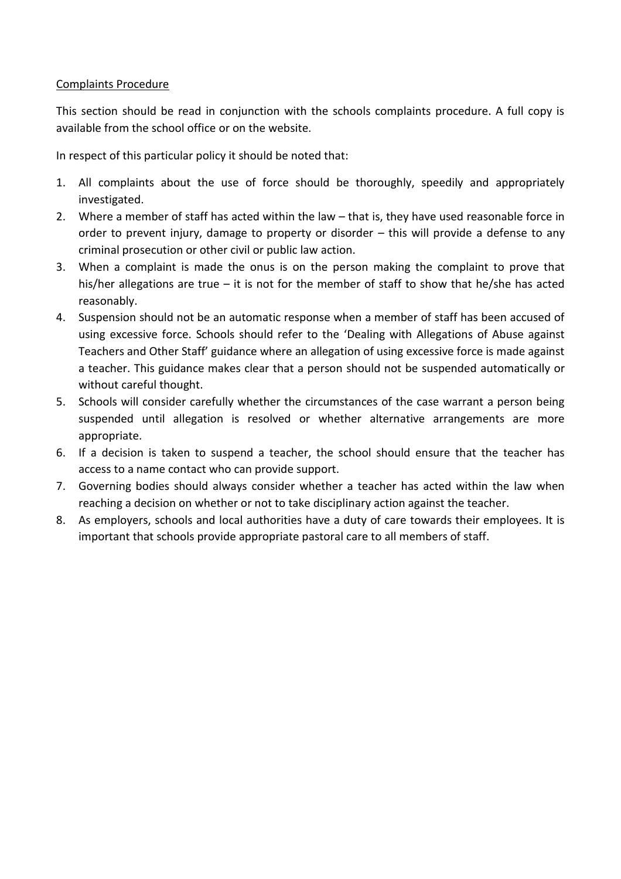## Complaints Procedure

This section should be read in conjunction with the schools complaints procedure. A full copy is available from the school office or on the website.

In respect of this particular policy it should be noted that:

1. All complaints about the use of force should be thoroughly, speedily and appropriately investigated.
2. Where a member of staff has acted within the law – that is, they have used reasonable force in order to prevent injury, damage to property or disorder – this will provide a defense to any criminal prosecution or other civil or public law action.
3. When a complaint is made the onus is on the person making the complaint to prove that his/her allegations are true – it is not for the member of staff to show that he/she has acted reasonably.
4. Suspension should not be an automatic response when a member of staff has been accused of using excessive force. Schools should refer to the 'Dealing with Allegations of Abuse against Teachers and Other Staff' guidance where an allegation of using excessive force is made against a teacher. This guidance makes clear that a person should not be suspended automatically or without careful thought.
5. Schools will consider carefully whether the circumstances of the case warrant a person being suspended until allegation is resolved or whether alternative arrangements are more appropriate.
6. If a decision is taken to suspend a teacher, the school should ensure that the teacher has access to a name contact who can provide support.
7. Governing bodies should always consider whether a teacher has acted within the law when reaching a decision on whether or not to take disciplinary action against the teacher.
8. As employers, schools and local authorities have a duty of care towards their employees. It is important that schools provide appropriate pastoral care to all members of staff.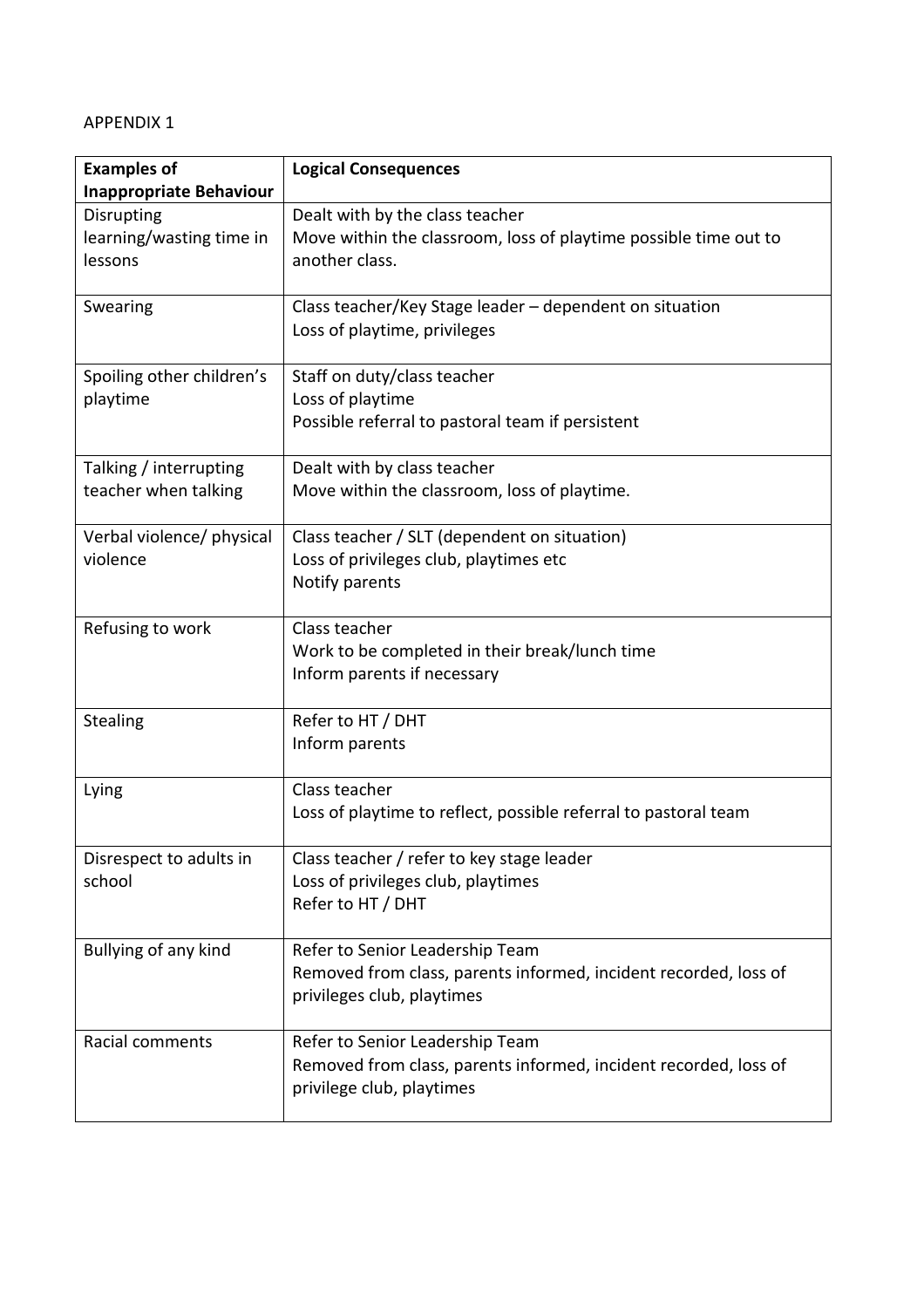APPENDIX 1

| Examples of Inappropriate Behaviour | Logical Consequences |
| --- | --- |
| Disrupting learning/wasting time in lessons | Dealt with by the class teacher<br>Move within the classroom, loss of playtime possible time out to another class. |
| Swearing | Class teacher/Key Stage leader – dependent on situation<br>Loss of playtime, privileges |
| Spoiling other children's playtime | Staff on duty/class teacher<br>Loss of playtime<br>Possible referral to pastoral team if persistent |
| Talking / interrupting teacher when talking | Dealt with by class teacher<br>Move within the classroom, loss of playtime. |
| Verbal violence/ physical violence | Class teacher / SLT (dependent on situation)<br>Loss of privileges club, playtimes etc<br>Notify parents |
| Refusing to work | Class teacher<br>Work to be completed in their break/lunch time<br>Inform parents if necessary |
| Stealing | Refer to HT / DHT<br>Inform parents |
| Lying | Class teacher<br>Loss of playtime to reflect, possible referral to pastoral team |
| Disrespect to adults in school | Class teacher / refer to key stage leader<br>Loss of privileges club, playtimes<br>Refer to HT / DHT |
| Bullying of any kind | Refer to Senior Leadership Team<br>Removed from class, parents informed, incident recorded, loss of privileges club, playtimes |
| Racial comments | Refer to Senior Leadership Team<br>Removed from class, parents informed, incident recorded, loss of privilege club, playtimes |